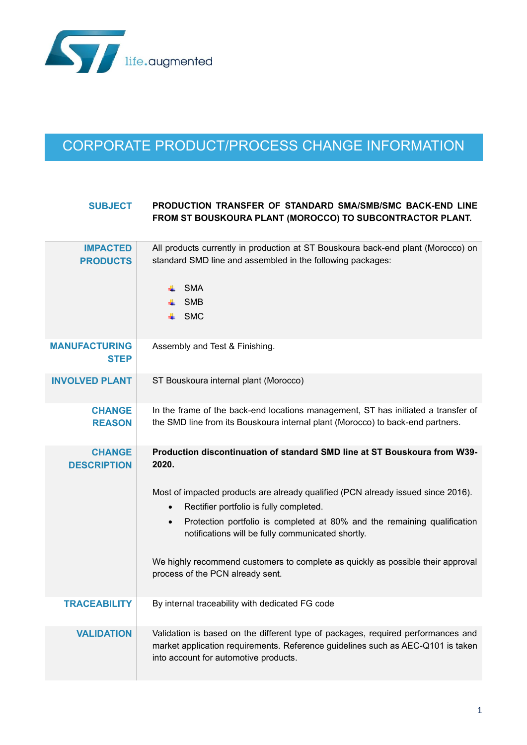# CORPORATE PRODUCT/PROCESS CHANGE INFORMATION

| | |
|---|---|
| **SUBJECT** | **PRODUCTION TRANSFER OF STANDARD SMA/SMB/SMC BACK-END LINE FROM ST BOUSKOURA PLANT (MOROCCO) TO SUBCONTRACTOR PLANT.** |
| **IMPACTED PRODUCTS** | All products currently in production at ST Bouskoura back-end plant (Morocco) on standard SMD line and assembled in the following packages:<br><br>- SMA<br>- SMB<br>- SMC |
| **MANUFACTURING STEP** | Assembly and Test & Finishing. |
| **INVOLVED PLANT** | ST Bouskoura internal plant (Morocco) |
| **CHANGE REASON** | In the frame of the back-end locations management, ST has initiated a transfer of the SMD line from its Bouskoura internal plant (Morocco) to back-end partners. |
| **CHANGE DESCRIPTION** | **Production discontinuation of standard SMD line at ST Bouskoura from W39-2020.**<br><br>Most of impacted products are already qualified (PCN already issued since 2016).<br>- Rectifier portfolio is fully completed.<br>- Protection portfolio is completed at 80% and the remaining qualification notifications will be fully communicated shortly.<br><br>We highly recommend customers to complete as quickly as possible their approval process of the PCN already sent. |
| **TRACEABILITY** | By internal traceability with dedicated FG code |
| **VALIDATION** | Validation is based on the different type of packages, required performances and market application requirements. Reference guidelines such as AEC-Q101 is taken into account for automotive products. |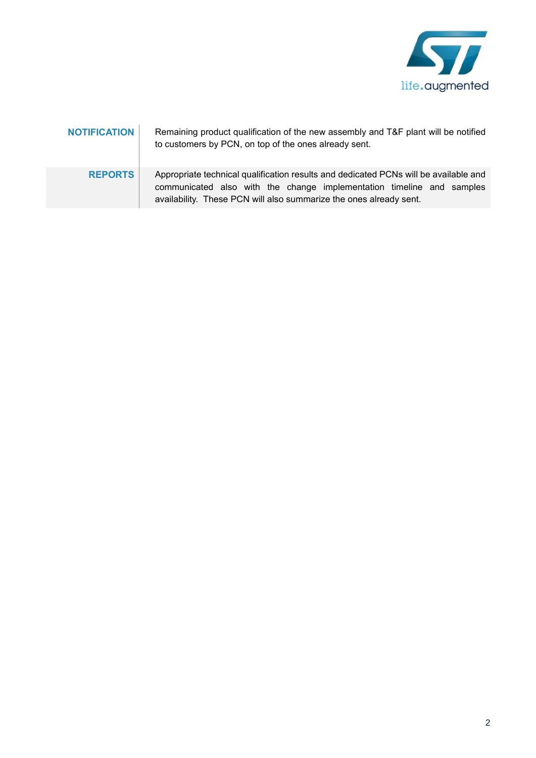| | |
|---|---|
| **NOTIFICATION** | Remaining product qualification of the new assembly and T&F plant will be notified to customers by PCN, on top of the ones already sent. |
| **REPORTS** | Appropriate technical qualification results and dedicated PCNs will be available and communicated also with the change implementation timeline and samples availability. These PCN will also summarize the ones already sent. |